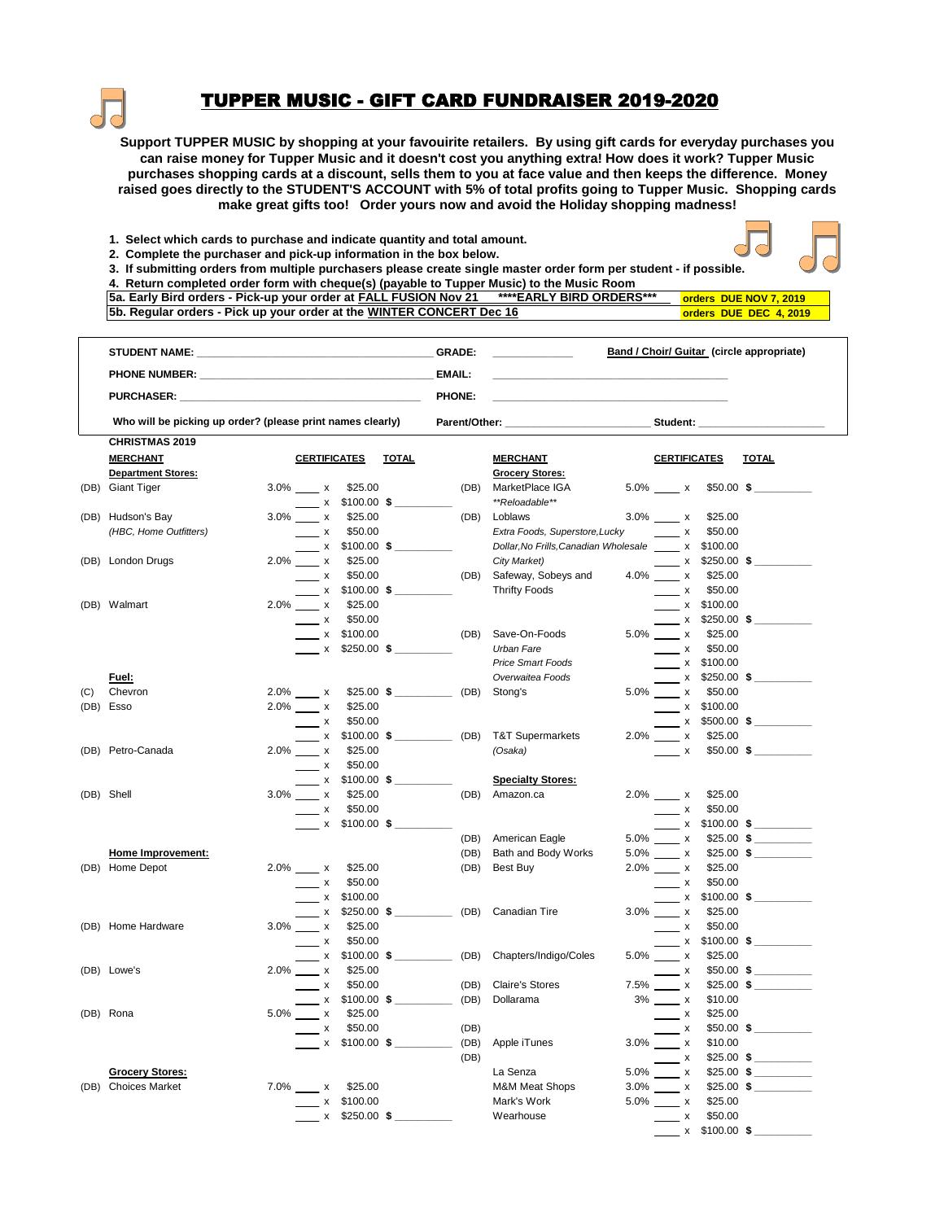# TUPPER MUSIC - GIFT CARD FUNDRAISER 2019-2020

**Support TUPPER MUSIC by shopping at your favouirite retailers. By using gift cards for everyday purchases you can raise money for Tupper Music and it doesn't cost you anything extra! How does it work? Tupper Music purchases shopping cards at a discount, sells them to you at face value and then keeps the difference. Money raised goes directly to the STUDENT'S ACCOUNT with 5% of total profits going to Tupper Music. Shopping cards make great gifts too! Order yours now and avoid the Holiday shopping madness!**

1. **Select which cards to purchase and indicate quantity and total amount.**
2. **Complete the purchaser and pick-up information in the box below.**
3. **If submitting orders from multiple purchasers please create single master order form per student - if possible.**
4. **Return completed order form with cheque(s) (payable to Tupper Music) to the Music Room**

| | | |
|---|---|---|
| **5a. Early Bird orders - Pick-up your order at FALL FUSION Nov 21** | **\*\*\*\*EARLY BIRD ORDERS\*\*\*** | **orders DUE NOV 7, 2019** |
| **5b. Regular orders - Pick up your order at the WINTER CONCERT Dec 16** | | **orders DUE DEC 4, 2019** |

**STUDENT NAME:** ______________________ **GRADE:** __________ **Band / Choir/ Guitar** (circle appropriate)

**PHONE NUMBER:** ______________________ **EMAIL:** ______________________

**PURCHASER:** ______________________ **PHONE:** ______________________

**Who will be picking up order? (please print names clearly)** **Parent/Other:** ______________ **Student:** ______________

**CHRISTMAS 2019**

| | MERCHANT | | CERTIFICATES | TOTAL |
|---|---|---|---|---|
| | **Department Stores:** | | | |
| (DB) | Giant Tiger | 3.0% | ____ x $25.00 | |
| | | | ____ x $100.00 | $ ________ |
| (DB) | Hudson's Bay | 3.0% | ____ x $25.00 | |
| | *(HBC, Home Outfitters)* | | ____ x $50.00 | |
| | | | ____ x $100.00 | $ ________ |
| (DB) | London Drugs | 2.0% | ____ x $25.00 | |
| | | | ____ x $50.00 | |
| | | | ____ x $100.00 | $ ________ |
| (DB) | Walmart | 2.0% | ____ x $25.00 | |
| | | | ____ x $50.00 | |
| | | | ____ x $100.00 | |
| | | | ____ x $250.00 | $ ________ |
| | **Fuel:** | | | |
| (C) | Chevron | 2.0% | ____ x $25.00 | $ ________ |
| (DB) | Esso | 2.0% | ____ x $25.00 | |
| | | | ____ x $50.00 | |
| | | | ____ x $100.00 | $ ________ |
| (DB) | Petro-Canada | 2.0% | ____ x $25.00 | |
| | | | ____ x $50.00 | |
| | | | ____ x $100.00 | $ ________ |
| (DB) | Shell | 3.0% | ____ x $25.00 | |
| | | | ____ x $50.00 | |
| | | | ____ x $100.00 | $ ________ |
| | **Home Improvement:** | | | |
| (DB) | Home Depot | 2.0% | ____ x $25.00 | |
| | | | ____ x $50.00 | |
| | | | ____ x $100.00 | |
| | | | ____ x $250.00 | $ ________ |
| (DB) | Home Hardware | 3.0% | ____ x $25.00 | |
| | | | ____ x $50.00 | |
| | | | ____ x $100.00 | $ ________ |
| (DB) | Lowe's | 2.0% | ____ x $25.00 | |
| | | | ____ x $50.00 | |
| | | | ____ x $100.00 | $ ________ |
| (DB) | Rona | 5.0% | ____ x $25.00 | |
| | | | ____ x $50.00 | |
| | | | ____ x $100.00 | $ ________ |
| | **Grocery Stores:** | | | |
| (DB) | Choices Market | 7.0% | ____ x $25.00 | |
| | | | ____ x $100.00 | |
| | | | ____ x $250.00 | $ ________ |

| | MERCHANT | | CERTIFICATES | TOTAL |
|---|---|---|---|---|
| | **Grocery Stores:** | | | |
| (DB) | MarketPlace IGA | 5.0% | ____ x $50.00 | $ ________ |
| | *\*\*Reloadable\*\** | | | |
| (DB) | Loblaws | 3.0% | ____ x $25.00 | |
| | *Extra Foods, Superstore,Lucky* | | ____ x $50.00 | |
| | *Dollar,No Frills,Canadian Wholesale* | | ____ x $100.00 | |
| | *City Market)* | | ____ x $250.00 | $ ________ |
| (DB) | Safeway, Sobeys and | 4.0% | ____ x $25.00 | |
| | Thrifty Foods | | ____ x $50.00 | |
| | | | ____ x $100.00 | |
| | | | ____ x $250.00 | $ ________ |
| (DB) | Save-On-Foods | 5.0% | ____ x $25.00 | |
| | *Urban Fare* | | ____ x $50.00 | |
| | *Price Smart Foods* | | ____ x $100.00 | |
| | *Overwaitea Foods* | | ____ x $250.00 | $ ________ |
| (DB) | Stong's | 5.0% | ____ x $50.00 | |
| | | | ____ x $100.00 | |
| | | | ____ x $500.00 | $ ________ |
| (DB) | T&T Supermarkets | 2.0% | ____ x $25.00 | |
| | *(Osaka)* | | ____ x $50.00 | $ ________ |
| | **Specialty Stores:** | | | |
| (DB) | Amazon.ca | 2.0% | ____ x $25.00 | |
| | | | ____ x $50.00 | |
| | | | ____ x $100.00 | $ ________ |
| (DB) | American Eagle | 5.0% | ____ x $25.00 | $ ________ |
| (DB) | Bath and Body Works | 5.0% | ____ x $25.00 | $ ________ |
| (DB) | Best Buy | 2.0% | ____ x $25.00 | |
| | | | ____ x $50.00 | |
| | | | ____ x $100.00 | $ ________ |
| (DB) | Canadian Tire | 3.0% | ____ x $25.00 | |
| | | | ____ x $50.00 | |
| | | | ____ x $100.00 | $ ________ |
| (DB) | Chapters/Indigo/Coles | 5.0% | ____ x $25.00 | |
| | | | ____ x $50.00 | $ ________ |
| (DB) | Claire's Stores | 7.5% | ____ x $25.00 | $ ________ |
| (DB) | Dollarama | 3% | ____ x $10.00 | |
| | | | ____ x $25.00 | |
| (DB) | | | ____ x $50.00 | $ ________ |
| (DB) | Apple iTunes | 3.0% | ____ x $10.00 | |
| (DB) | | | ____ x $25.00 | $ ________ |
| | La Senza | 5.0% | ____ x $25.00 | $ ________ |
| | M&M Meat Shops | 3.0% | ____ x $25.00 | $ ________ |
| | Mark's Work | 5.0% | ____ x $25.00 | |
| | Wearhouse | | ____ x $50.00 | |
| | | | ____ x $100.00 | $ ________ |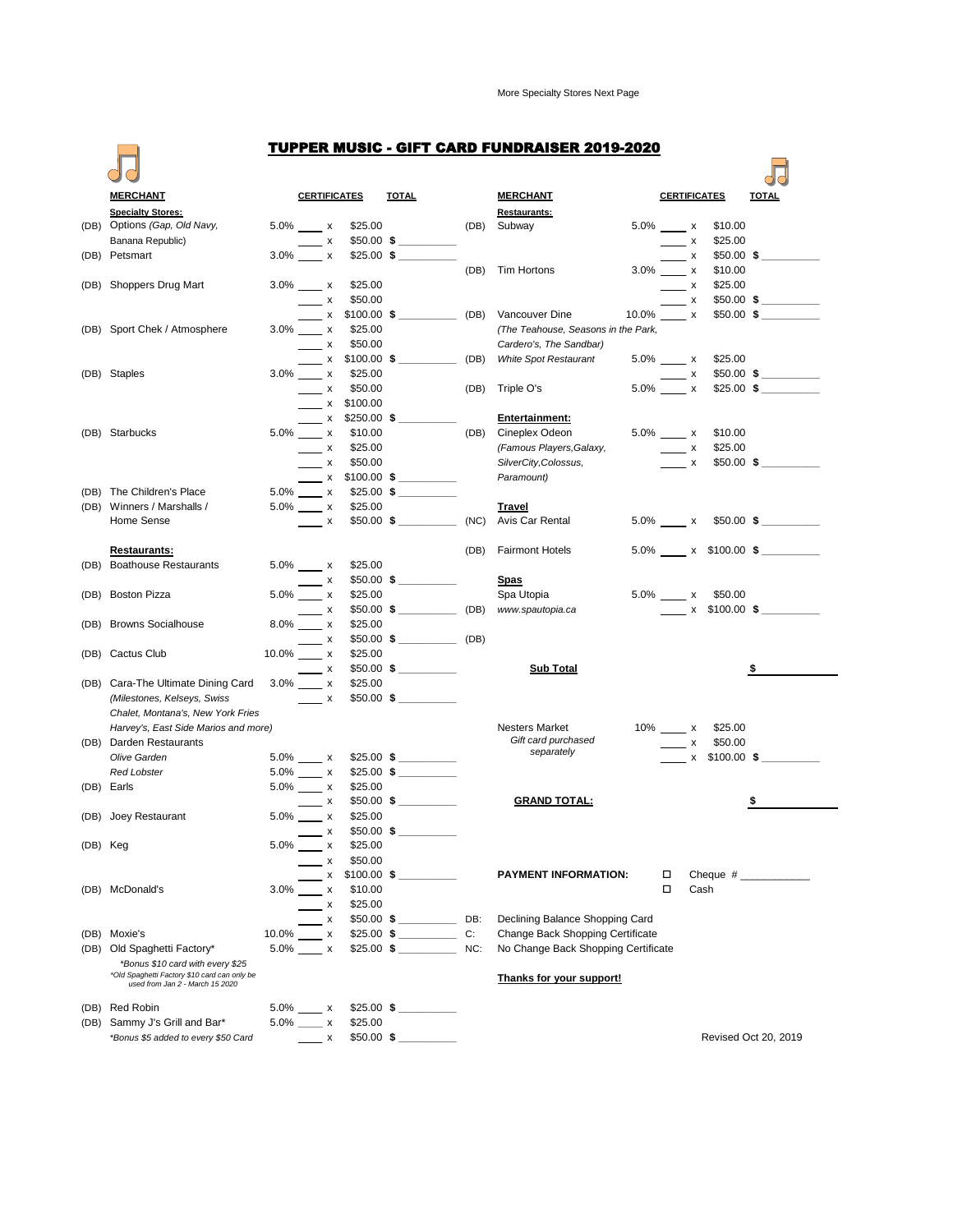More Specialty Stores Next Page

# TUPPER MUSIC - GIFT CARD FUNDRAISER 2019-2020

| | MERCHANT | | CERTIFICATES | | TOTAL |
|---|---|---|---|---|---|
| | **Specialty Stores:** | | | | |
| (DB) | Options *(Gap, Old Navy,* Banana Republic) | 5.0% | ____ x | $25.00 | |
| | | | ____ x | $50.00 | $ ________ |
| (DB) | Petsmart | 3.0% | ____ x | $25.00 | $ ________ |
| (DB) | Shoppers Drug Mart | 3.0% | ____ x | $25.00 | |
| | | | ____ x | $50.00 | |
| | | | ____ x | $100.00 | $ ________ |
| (DB) | Sport Chek / Atmosphere | 3.0% | ____ x | $25.00 | |
| | | | ____ x | $50.00 | |
| | | | ____ x | $100.00 | $ ________ |
| (DB) | Staples | 3.0% | ____ x | $25.00 | |
| | | | ____ x | $50.00 | |
| | | | ____ x | $100.00 | |
| | | | ____ x | $250.00 | $ ________ |
| (DB) | Starbucks | 5.0% | ____ x | $10.00 | |
| | | | ____ x | $25.00 | |
| | | | ____ x | $50.00 | |
| | | | ____ x | $100.00 | $ ________ |
| (DB) | The Children's Place | 5.0% | ____ x | $25.00 | $ ________ |
| (DB) | Winners / Marshalls / Home Sense | 5.0% | ____ x | $25.00 | |
| | | | ____ x | $50.00 | $ ________ |
| | **Restaurants:** | | | | |
| (DB) | Boathouse Restaurants | 5.0% | ____ x | $25.00 | |
| | | | ____ x | $50.00 | $ ________ |
| (DB) | Boston Pizza | 5.0% | ____ x | $25.00 | |
| | | | ____ x | $50.00 | $ ________ |
| (DB) | Browns Socialhouse | 8.0% | ____ x | $25.00 | |
| | | | ____ x | $50.00 | $ ________ |
| (DB) | Cactus Club | 10.0% | ____ x | $25.00 | |
| | | | ____ x | $50.00 | $ ________ |
| (DB) | Cara-The Ultimate Dining Card *(Milestones, Kelseys, Swiss Chalet, Montana's, New York Fries Harvey's, East Side Marios and more)* | 3.0% | ____ x | $25.00 | |
| | | | ____ x | $50.00 | $ ________ |
| (DB) | Darden Restaurants | | | | |
| | *Olive Garden* | 5.0% | ____ x | $25.00 | $ ________ |
| | *Red Lobster* | 5.0% | ____ x | $25.00 | $ ________ |
| (DB) | Earls | 5.0% | ____ x | $25.00 | |
| | | | ____ x | $50.00 | $ ________ |
| (DB) | Joey Restaurant | 5.0% | ____ x | $25.00 | |
| | | | ____ x | $50.00 | $ ________ |
| (DB) | Keg | 5.0% | ____ x | $25.00 | |
| | | | ____ x | $50.00 | |
| | | | ____ x | $100.00 | $ ________ |
| (DB) | McDonald's | 3.0% | ____ x | $10.00 | |
| | | | ____ x | $25.00 | |
| | | | ____ x | $50.00 | $ ________ |
| (DB) | Moxie's | 10.0% | ____ x | $25.00 | $ ________ |
| (DB) | Old Spaghetti Factory* *\*Bonus $10 card with every $25* *\*Old Spaghetti Factory $10 card can only be used from Jan 2 - March 15 2020* | 5.0% | ____ x | $25.00 | $ ________ |
| (DB) | Red Robin | 5.0% | ____ x | $25.00 | $ ________ |
| (DB) | Sammy J's Grill and Bar* *\*Bonus $5 added to every $50 Card* | 5.0% | ____ x | $25.00 | |
| | | | ____ x | $50.00 | $ ________ |

| | MERCHANT | | CERTIFICATES | | TOTAL |
|---|---|---|---|---|---|
| | **Restaurants:** | | | | |
| (DB) | Subway | 5.0% | ____ x | $10.00 | |
| | | | ____ x | $25.00 | |
| | | | ____ x | $50.00 | $ ________ |
| (DB) | Tim Hortons | 3.0% | ____ x | $10.00 | |
| | | | ____ x | $25.00 | |
| | | | ____ x | $50.00 | $ ________ |
| (DB) | Vancouver Dine *(The Teahouse, Seasons in the Park, Cardero's, The Sandbar)* | 10.0% | ____ x | $50.00 | $ ________ |
| (DB) | *White Spot Restaurant* | 5.0% | ____ x | $25.00 | |
| | | | ____ x | $50.00 | $ ________ |
| (DB) | Triple O's | 5.0% | ____ x | $25.00 | $ ________ |
| | **Entertainment:** | | | | |
| (DB) | Cineplex Odeon *(Famous Players,Galaxy, SilverCity,Colossus, Paramount)* | 5.0% | ____ x | $10.00 | |
| | | | ____ x | $25.00 | |
| | | | ____ x | $50.00 | $ ________ |
| | **Travel** | | | | |
| (NC) | Avis Car Rental | 5.0% | ____ x | $50.00 | $ ________ |
| (DB) | Fairmont Hotels | 5.0% | ____ x | $100.00 | $ ________ |
| | **Spas** | | | | |
| | Spa Utopia | 5.0% | ____ x | $50.00 | |
| (DB) | *www.spautopia.ca* | | ____ x | $100.00 | $ ________ |
| (DB) | | | | | |
| | **Sub Total** | | | | **$** ________ |
| | Nesters Market *Gift card purchased separately* | 10% | ____ x | $25.00 | |
| | | | ____ x | $50.00 | |
| | | | ____ x | $100.00 | $ ________ |
| | **GRAND TOTAL:** | | | | **$** ________ |

**PAYMENT INFORMATION:** ☐ Cheque # ____________ ☐ Cash

DB: Declining Balance Shopping Card
C: Change Back Shopping Certificate
NC: No Change Back Shopping Certificate

**Thanks for your support!**

Revised Oct 20, 2019